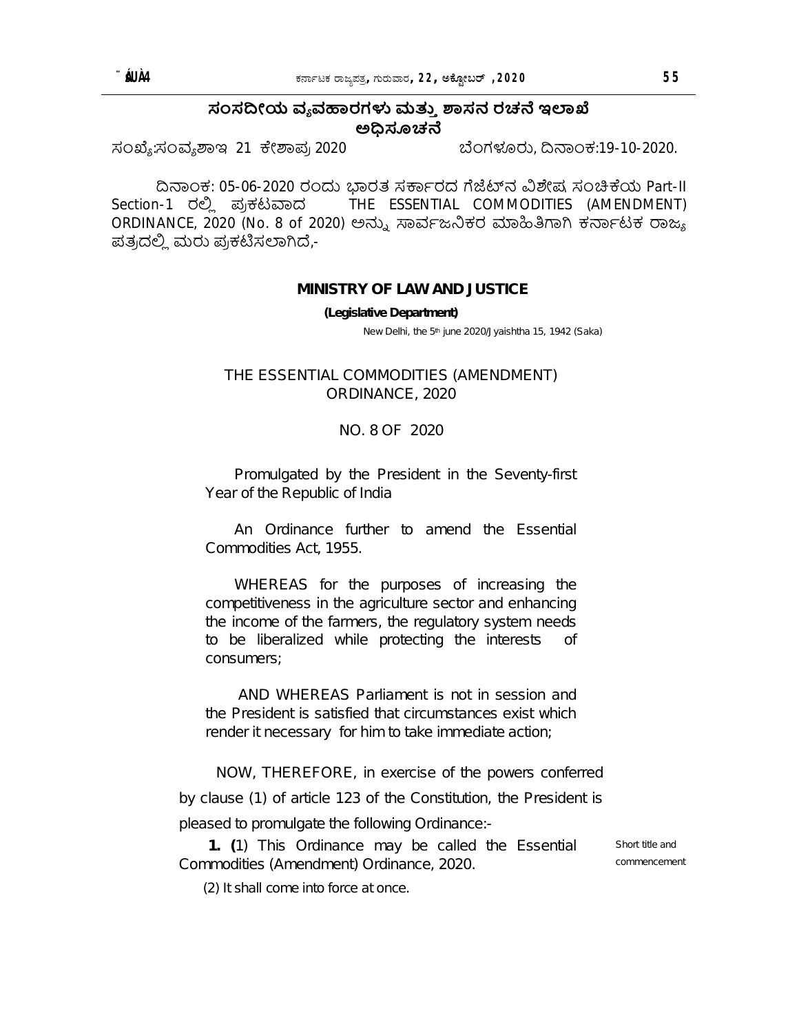## ಸಂಸದೀಯ ವ್ಯವಹಾರಗಳು ಮತ್ತು ಶಾಸನ ರಚನೆ ಇಲಾಖೆ
## ಅಧಿಸೂಚನೆ

ಸಂಖ್ಯೆ:ಸಂವ್ಯಶಾಇ 21 ಕೇಶಾಪ್ರ 2020 ಬೆಂಗಳೂರು, ದಿನಾಂಕ:19-10-2020.

ದಿನಾಂಕ: 05-06-2020 ರಂದು ಭಾರತ ಸರ್ಕಾರದ ಗೆಜೆಟ್‌ನ ವಿಶೇಷ ಸಂಚಿಕೆಯ Part-II Section-1 ರಲ್ಲಿ ಪ್ರಕಟವಾದ THE ESSENTIAL COMMODITIES (AMENDMENT) ORDINANCE, 2020 (No. 8 of 2020) ಅನ್ನು ಸಾರ್ವಜನಿಕರ ಮಾಹಿತಿಗಾಗಿ ಕರ್ನಾಟಕ ರಾಜ್ಯ ಪತ್ರದಲ್ಲಿ ಮರು ಪ್ರಕಟಿಸಲಾಗಿದೆ,-

**MINISTRY OF LAW AND JUSTICE**

**(Legislative Department)**

New Delhi, the 5th june 2020/Jyaishtha 15, 1942 (Saka)

THE ESSENTIAL COMMODITIES (AMENDMENT) ORDINANCE, 2020

NO. 8 OF 2020

Promulgated by the President in the Seventy-first Year of the Republic of India

An Ordinance further to amend the Essential Commodities Act, 1955.

WHEREAS for the purposes of increasing the competitiveness in the agriculture sector and enhancing the income of the farmers, the regulatory system needs to be liberalized while protecting the interests of consumers;

AND WHEREAS Parliament is not in session and the President is satisfied that circumstances exist which render it necessary for him to take immediate action;

NOW, THEREFORE, in exercise of the powers conferred by clause (1) of article 123 of the Constitution, the President is pleased to promulgate the following Ordinance:-

Short title and commencement

**1. (**1) This Ordinance may be called the Essential Commodities (Amendment) Ordinance, 2020.

(2) It shall come into force at once.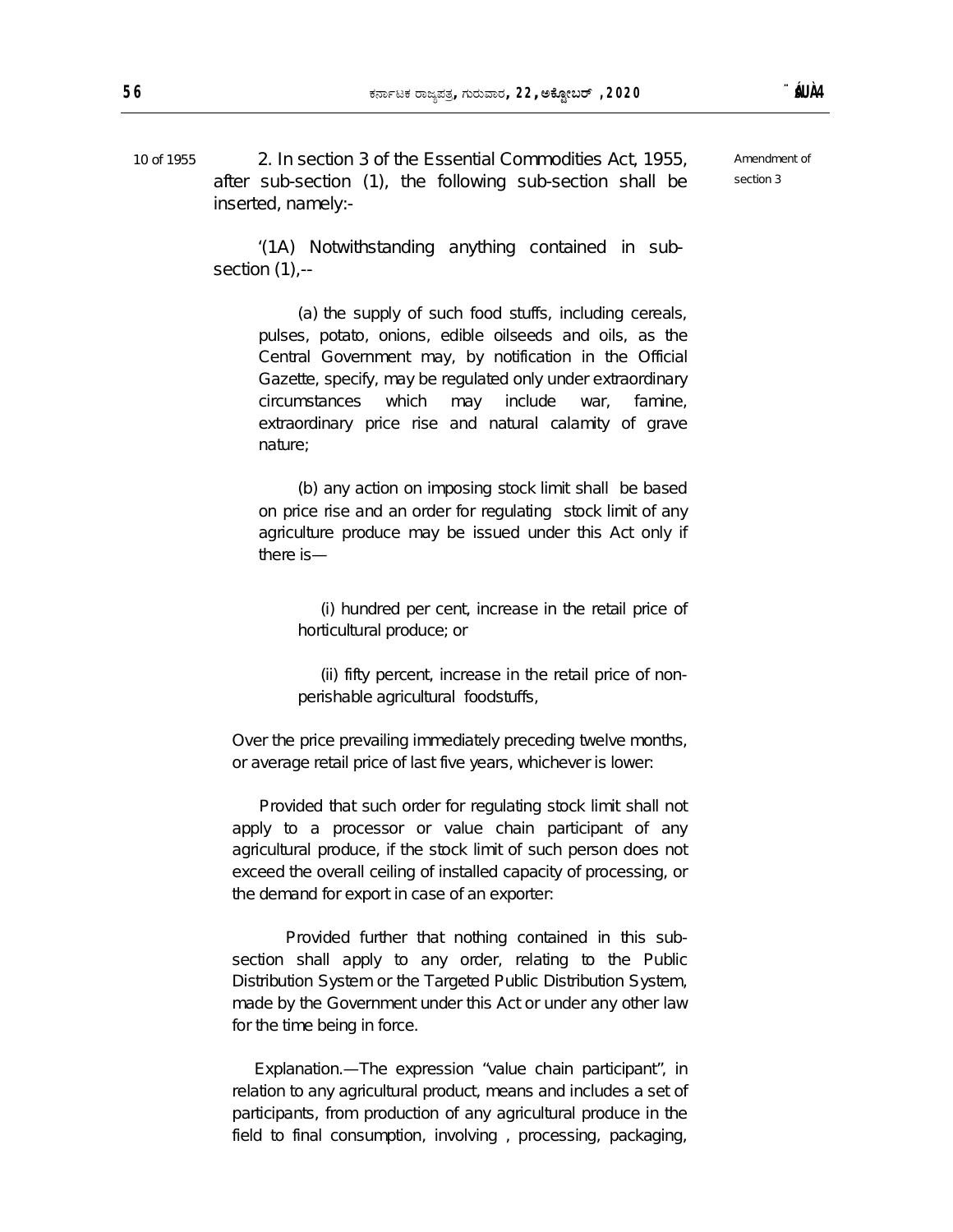10 of 1955

Amendment of section 3

2. In section 3 of the Essential Commodities Act, 1955, after sub-section (1), the following sub-section shall be inserted, namely:-

'(1A) Notwithstanding anything contained in sub-section (1),--

(a) the supply of such food stuffs, including cereals, pulses, potato, onions, edible oilseeds and oils, as the Central Government may, by notification in the Official Gazette, specify, may be regulated only under extraordinary circumstances which may include war, famine, extraordinary price rise and natural calamity of grave nature;

(b) any action on imposing stock limit shall be based on price rise and an order for regulating stock limit of any agriculture produce may be issued under this Act only if there is—

(i) hundred per cent, increase in the retail price of horticultural produce; or

(ii) fifty percent, increase in the retail price of non-perishable agricultural foodstuffs,

Over the price prevailing immediately preceding twelve months, or average retail price of last five years, whichever is lower:

Provided that such order for regulating stock limit shall not apply to a processor or value chain participant of any agricultural produce, if the stock limit of such person does not exceed the overall ceiling of installed capacity of processing, or the demand for export in case of an exporter:

Provided further that nothing contained in this sub-section shall apply to any order, relating to the Public Distribution System or the Targeted Public Distribution System, made by the Government under this Act or under any other law for the time being in force.

Explanation.—The expression "value chain participant", in relation to any agricultural product, means and includes a set of participants, from production of any agricultural produce in the field to final consumption, involving , processing, packaging,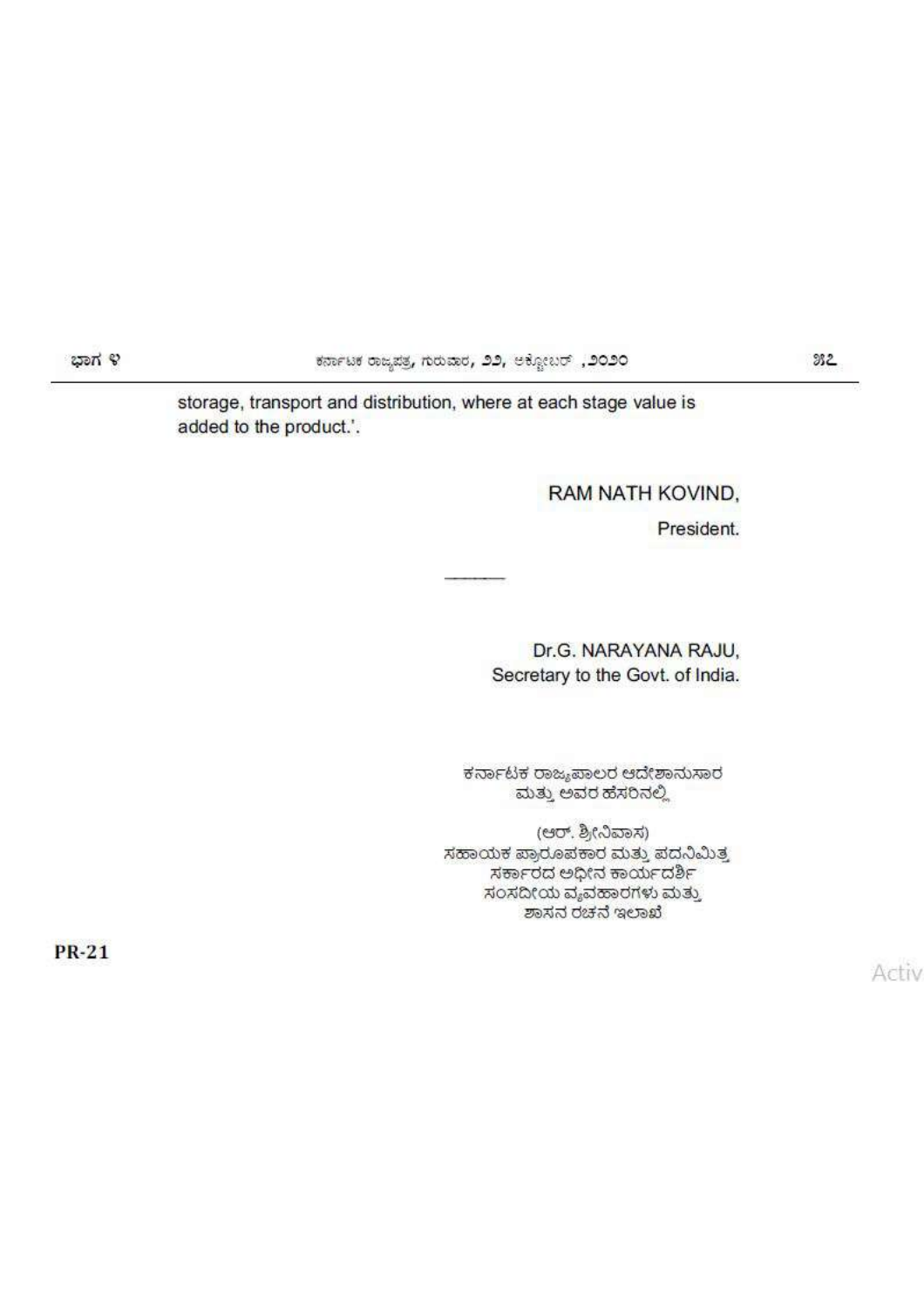storage, transport and distribution, where at each stage value is added to the product.'.

RAM NATH KOVIND,

President.

---

Dr.G. NARAYANA RAJU,
Secretary to the Govt. of India.

ಕರ್ನಾಟಕ ರಾಜ್ಯಪಾಲರ ಆದೇಶಾನುಸಾರ
ಮತ್ತು ಅವರ ಹೆಸರಿನಲ್ಲಿ

(ಆರ್. ಶ್ರೀನಿವಾಸ)
ಸಹಾಯಕ ಪ್ರಾರೂಪಕಾರ ಮತ್ತು ಪದನಿಮಿತ್ತ
ಸರ್ಕಾರದ ಅಧೀನ ಕಾರ್ಯದರ್ಶಿ
ಸಂಸದೀಯ ವ್ಯವಹಾರಗಳು ಮತ್ತು
ಶಾಸನ ರಚನೆ ಇಲಾಖೆ

PR-21